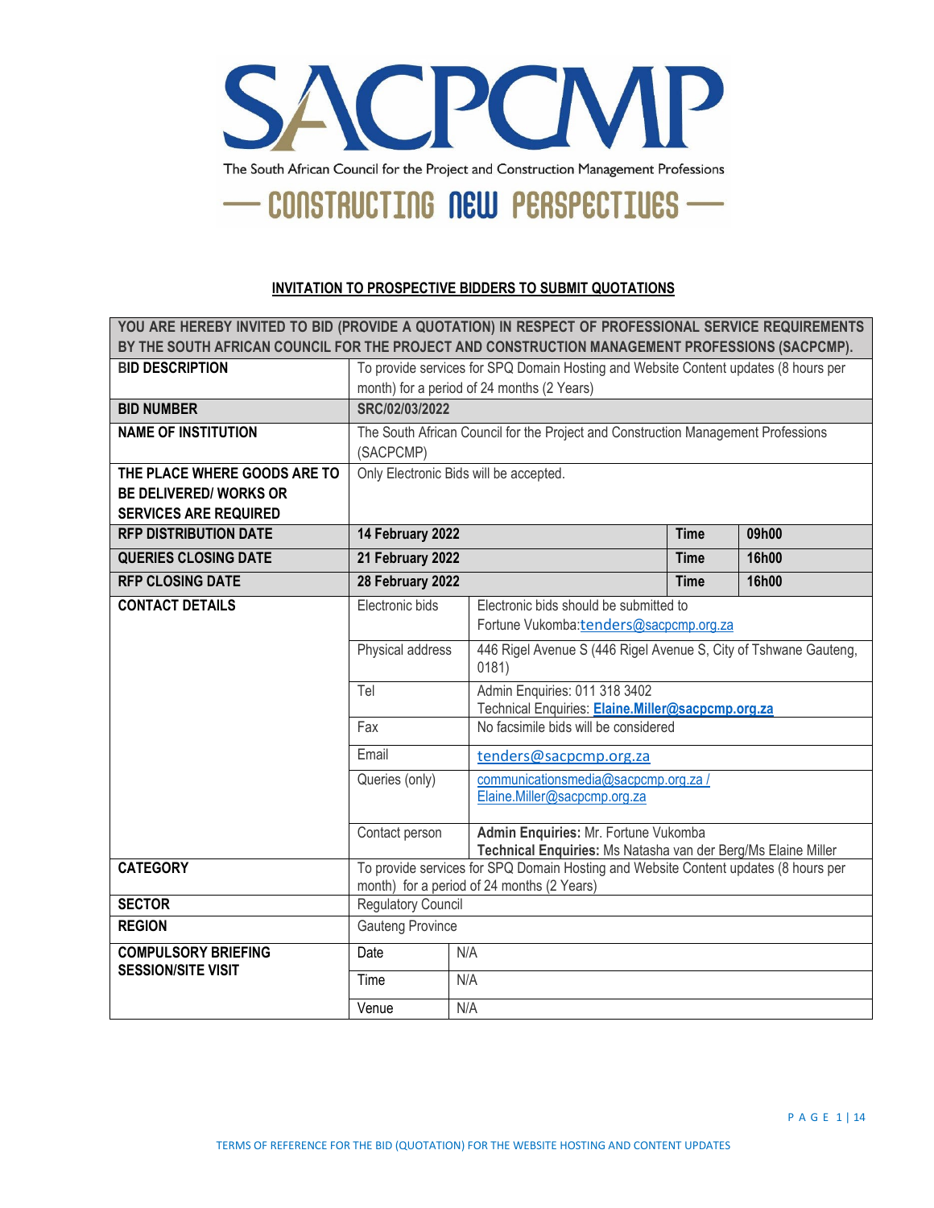# SACPCMP

The South African Council for the Project and Construction Management Professions

— CONSTRUCTING NEW PERSPECTIVES —

**INVITATION TO PROSPECTIVE BIDDERS TO SUBMIT QUOTATIONS**

| YOU ARE HEREBY INVITED TO BID (PROVIDE A QUOTATION) IN RESPECT OF PROFESSIONAL SERVICE REQUIREMENTS BY THE SOUTH AFRICAN COUNCIL FOR THE PROJECT AND CONSTRUCTION MANAGEMENT PROFESSIONS (SACPCMP). | | | | |
|---|---|---|---|---|
| **BID DESCRIPTION** | To provide services for SPQ Domain Hosting and Website Content updates (8 hours per month) for a period of 24 months (2 Years) | | | |
| **BID NUMBER** | SRC/02/03/2022 | | | |
| **NAME OF INSTITUTION** | The South African Council for the Project and Construction Management Professions (SACPCMP) | | | |
| **THE PLACE WHERE GOODS ARE TO BE DELIVERED/ WORKS OR SERVICES ARE REQUIRED** | Only Electronic Bids will be accepted. | | | |
| **RFP DISTRIBUTION DATE** | **14 February 2022** | | **Time** | **09h00** |
| **QUERIES CLOSING DATE** | **21 February 2022** | | **Time** | **16h00** |
| **RFP CLOSING DATE** | **28 February 2022** | | **Time** | **16h00** |
| **CONTACT DETAILS** | Electronic bids | Electronic bids should be submitted to Fortune Vukomba: tenders@sacpcmp.org.za | | |
| | Physical address | 446 Rigel Avenue S (446 Rigel Avenue S, City of Tshwane Gauteng, 0181) | | |
| | Tel | Admin Enquiries: 011 318 3402<br>Technical Enquiries: **Elaine.Miller@sacpcmp.org.za** | | |
| | Fax | No facsimile bids will be considered | | |
| | Email | tenders@sacpcmp.org.za | | |
| | Queries (only) | communicationsmedia@sacpcmp.org.za / Elaine.Miller@sacpcmp.org.za | | |
| | Contact person | **Admin Enquiries:** Mr. Fortune Vukomba<br>**Technical Enquiries:** Ms Natasha van der Berg/Ms Elaine Miller | | |
| **CATEGORY** | To provide services for SPQ Domain Hosting and Website Content updates (8 hours per month) for a period of 24 months (2 Years) | | | |
| **SECTOR** | Regulatory Council | | | |
| **REGION** | Gauteng Province | | | |
| **COMPULSORY BRIEFING SESSION/SITE VISIT** | Date | N/A | | |
| | Time | N/A | | |
| | Venue | N/A | | |

TERMS OF REFERENCE FOR THE BID (QUOTATION) FOR THE WEBSITE HOSTING AND CONTENT UPDATES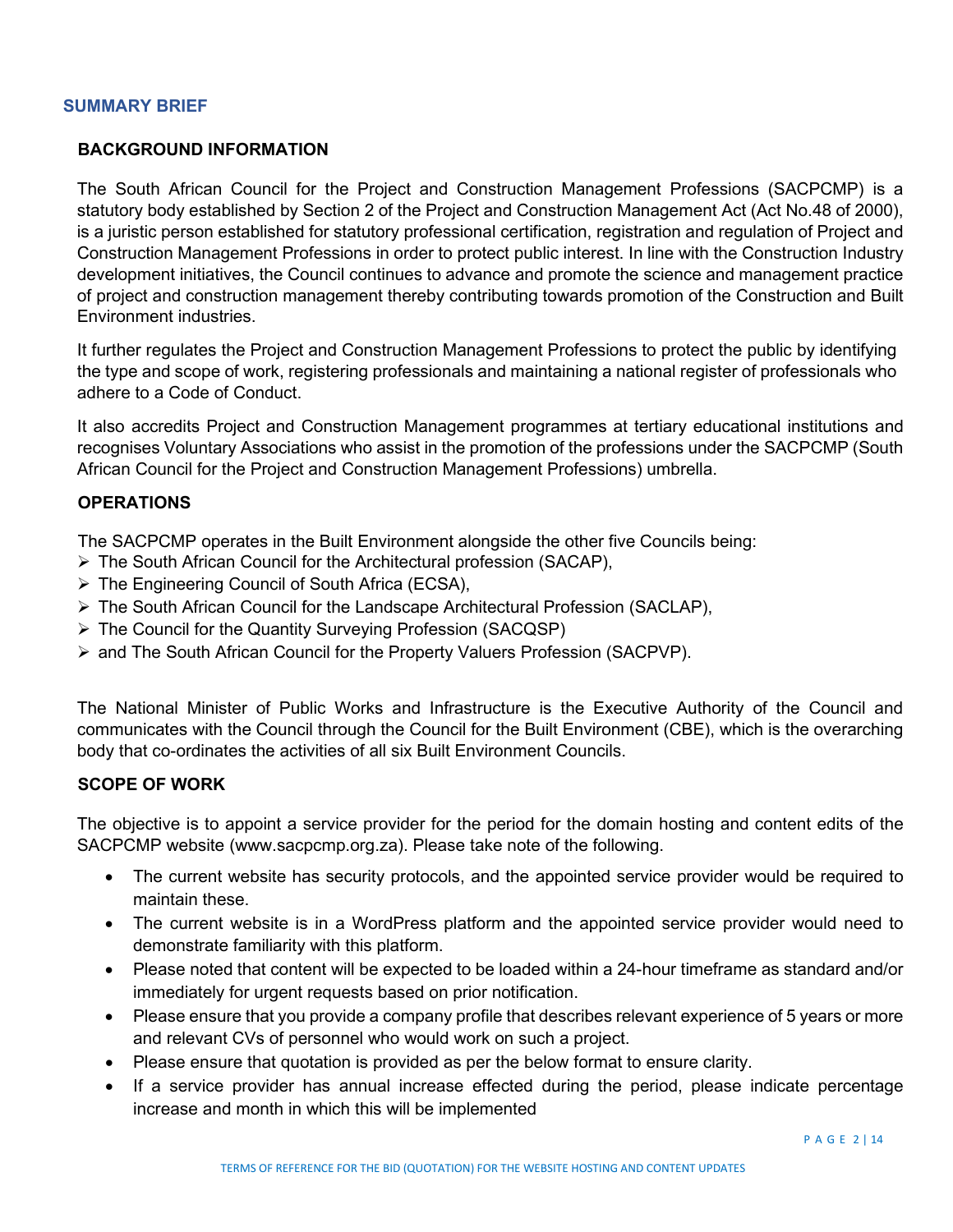## SUMMARY BRIEF

### BACKGROUND INFORMATION

The South African Council for the Project and Construction Management Professions (SACPCMP) is a statutory body established by Section 2 of the Project and Construction Management Act (Act No.48 of 2000), is a juristic person established for statutory professional certification, registration and regulation of Project and Construction Management Professions in order to protect public interest. In line with the Construction Industry development initiatives, the Council continues to advance and promote the science and management practice of project and construction management thereby contributing towards promotion of the Construction and Built Environment industries.

It further regulates the Project and Construction Management Professions to protect the public by identifying the type and scope of work, registering professionals and maintaining a national register of professionals who adhere to a Code of Conduct.

It also accredits Project and Construction Management programmes at tertiary educational institutions and recognises Voluntary Associations who assist in the promotion of the professions under the SACPCMP (South African Council for the Project and Construction Management Professions) umbrella.

### OPERATIONS

The SACPCMP operates in the Built Environment alongside the other five Councils being:

- The South African Council for the Architectural profession (SACAP),
- The Engineering Council of South Africa (ECSA),
- The South African Council for the Landscape Architectural Profession (SACLAP),
- The Council for the Quantity Surveying Profession (SACQSP)
- and The South African Council for the Property Valuers Profession (SACPVP).

The National Minister of Public Works and Infrastructure is the Executive Authority of the Council and communicates with the Council through the Council for the Built Environment (CBE), which is the overarching body that co-ordinates the activities of all six Built Environment Councils.

### SCOPE OF WORK

The objective is to appoint a service provider for the period for the domain hosting and content edits of the SACPCMP website (www.sacpcmp.org.za). Please take note of the following.

- The current website has security protocols, and the appointed service provider would be required to maintain these.
- The current website is in a WordPress platform and the appointed service provider would need to demonstrate familiarity with this platform.
- Please noted that content will be expected to be loaded within a 24-hour timeframe as standard and/or immediately for urgent requests based on prior notification.
- Please ensure that you provide a company profile that describes relevant experience of 5 years or more and relevant CVs of personnel who would work on such a project.
- Please ensure that quotation is provided as per the below format to ensure clarity.
- If a service provider has annual increase effected during the period, please indicate percentage increase and month in which this will be implemented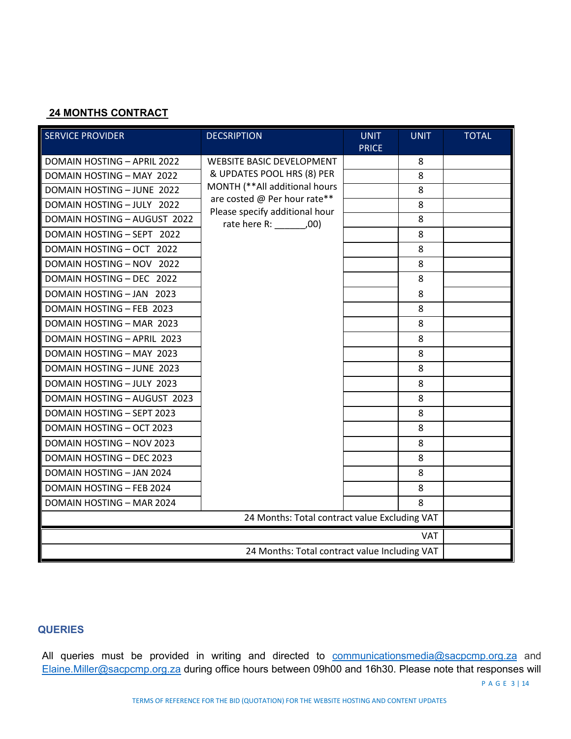**24 MONTHS CONTRACT**

| SERVICE PROVIDER | DECSRIPTION | UNIT PRICE | UNIT | TOTAL |
|---|---|---|---|---|
| DOMAIN HOSTING – APRIL 2022 | WEBSITE BASIC DEVELOPMENT & UPDATES POOL HRS (8) PER MONTH (**All additional hours are costed @ Per hour rate** Please specify additional hour rate here R: ______,00) | | 8 | |
| DOMAIN HOSTING – MAY 2022 | | | 8 | |
| DOMAIN HOSTING – JUNE 2022 | | | 8 | |
| DOMAIN HOSTING – JULY 2022 | | | 8 | |
| DOMAIN HOSTING – AUGUST 2022 | | | 8 | |
| DOMAIN HOSTING – SEPT 2022 | | | 8 | |
| DOMAIN HOSTING – OCT 2022 | | | 8 | |
| DOMAIN HOSTING – NOV 2022 | | | 8 | |
| DOMAIN HOSTING – DEC 2022 | | | 8 | |
| DOMAIN HOSTING – JAN 2023 | | | 8 | |
| DOMAIN HOSTING – FEB 2023 | | | 8 | |
| DOMAIN HOSTING – MAR 2023 | | | 8 | |
| DOMAIN HOSTING – APRIL 2023 | | | 8 | |
| DOMAIN HOSTING – MAY 2023 | | | 8 | |
| DOMAIN HOSTING – JUNE 2023 | | | 8 | |
| DOMAIN HOSTING – JULY 2023 | | | 8 | |
| DOMAIN HOSTING – AUGUST 2023 | | | 8 | |
| DOMAIN HOSTING – SEPT 2023 | | | 8 | |
| DOMAIN HOSTING – OCT 2023 | | | 8 | |
| DOMAIN HOSTING – NOV 2023 | | | 8 | |
| DOMAIN HOSTING – DEC 2023 | | | 8 | |
| DOMAIN HOSTING – JAN 2024 | | | 8 | |
| DOMAIN HOSTING – FEB 2024 | | | 8 | |
| DOMAIN HOSTING – MAR 2024 | | | 8 | |
| 24 Months: Total contract value Excluding VAT | | | | |
| VAT | | | | |
| 24 Months: Total contract value Including VAT | | | | |

## QUERIES

All queries must be provided in writing and directed to communicationsmedia@sacpcmp.org.za and Elaine.Miller@sacpcmp.org.za during office hours between 09h00 and 16h30. Please note that responses will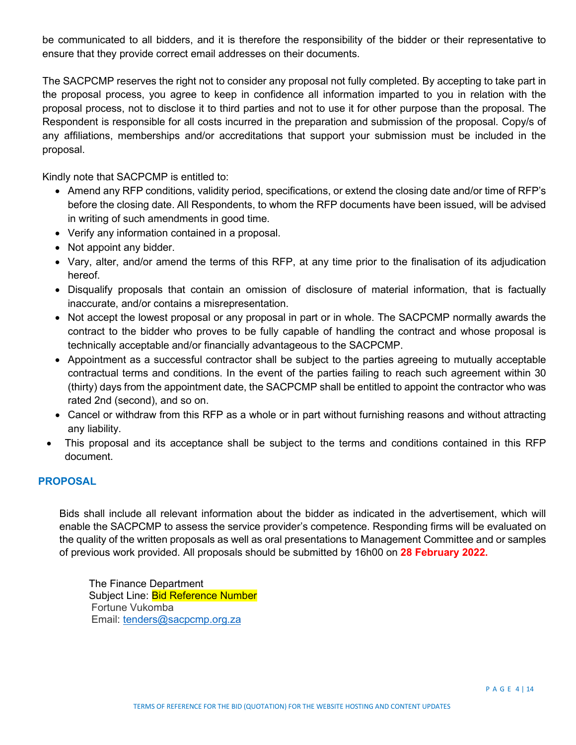be communicated to all bidders, and it is therefore the responsibility of the bidder or their representative to ensure that they provide correct email addresses on their documents.

The SACPCMP reserves the right not to consider any proposal not fully completed. By accepting to take part in the proposal process, you agree to keep in confidence all information imparted to you in relation with the proposal process, not to disclose it to third parties and not to use it for other purpose than the proposal. The Respondent is responsible for all costs incurred in the preparation and submission of the proposal. Copy/s of any affiliations, memberships and/or accreditations that support your submission must be included in the proposal.

Kindly note that SACPCMP is entitled to:

- Amend any RFP conditions, validity period, specifications, or extend the closing date and/or time of RFP's before the closing date. All Respondents, to whom the RFP documents have been issued, will be advised in writing of such amendments in good time.
- Verify any information contained in a proposal.
- Not appoint any bidder.
- Vary, alter, and/or amend the terms of this RFP, at any time prior to the finalisation of its adjudication hereof.
- Disqualify proposals that contain an omission of disclosure of material information, that is factually inaccurate, and/or contains a misrepresentation.
- Not accept the lowest proposal or any proposal in part or in whole. The SACPCMP normally awards the contract to the bidder who proves to be fully capable of handling the contract and whose proposal is technically acceptable and/or financially advantageous to the SACPCMP.
- Appointment as a successful contractor shall be subject to the parties agreeing to mutually acceptable contractual terms and conditions. In the event of the parties failing to reach such agreement within 30 (thirty) days from the appointment date, the SACPCMP shall be entitled to appoint the contractor who was rated 2nd (second), and so on.
- Cancel or withdraw from this RFP as a whole or in part without furnishing reasons and without attracting any liability.
- This proposal and its acceptance shall be subject to the terms and conditions contained in this RFP document.

## PROPOSAL

Bids shall include all relevant information about the bidder as indicated in the advertisement, which will enable the SACPCMP to assess the service provider's competence. Responding firms will be evaluated on the quality of the written proposals as well as oral presentations to Management Committee and or samples of previous work provided. All proposals should be submitted by 16h00 on **28 February 2022.**

The Finance Department
Subject Line: Bid Reference Number
Fortune Vukomba
Email: tenders@sacpcmp.org.za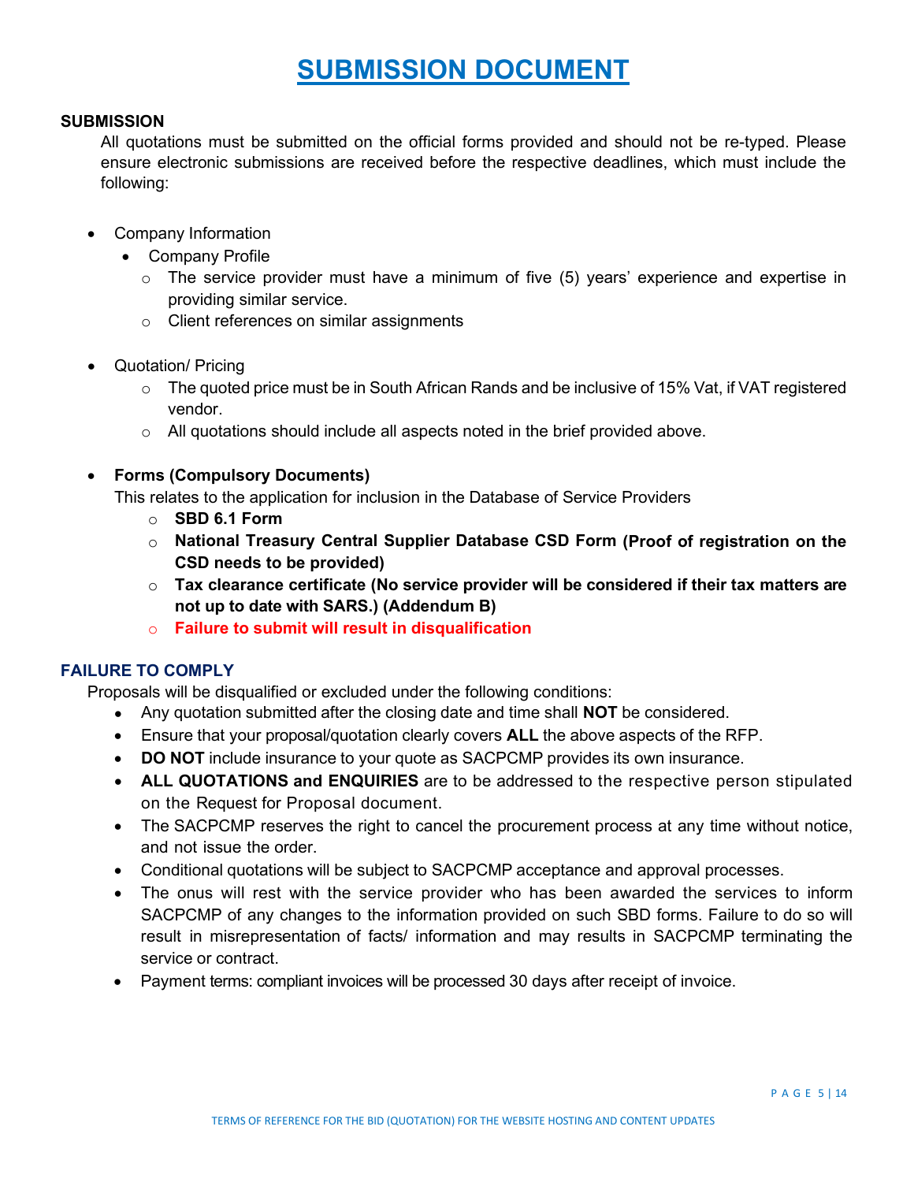# SUBMISSION DOCUMENT

**SUBMISSION**

All quotations must be submitted on the official forms provided and should not be re-typed. Please ensure electronic submissions are received before the respective deadlines, which must include the following:

- Company Information
  - Company Profile
    - The service provider must have a minimum of five (5) years' experience and expertise in providing similar service.
    - Client references on similar assignments

- Quotation/ Pricing
  - The quoted price must be in South African Rands and be inclusive of 15% Vat, if VAT registered vendor.
  - All quotations should include all aspects noted in the brief provided above.

- **Forms (Compulsory Documents)**

  This relates to the application for inclusion in the Database of Service Providers
  - **SBD 6.1 Form**
  - **National Treasury Central Supplier Database CSD Form (Proof of registration on the CSD needs to be provided)**
  - **Tax clearance certificate (No service provider will be considered if their tax matters are not up to date with SARS.) (Addendum B)**
  - **Failure to submit will result in disqualification**

**FAILURE TO COMPLY**

Proposals will be disqualified or excluded under the following conditions:

- Any quotation submitted after the closing date and time shall **NOT** be considered.
- Ensure that your proposal/quotation clearly covers **ALL** the above aspects of the RFP.
- **DO NOT** include insurance to your quote as SACPCMP provides its own insurance.
- **ALL QUOTATIONS and ENQUIRIES** are to be addressed to the respective person stipulated on the Request for Proposal document.
- The SACPCMP reserves the right to cancel the procurement process at any time without notice, and not issue the order.
- Conditional quotations will be subject to SACPCMP acceptance and approval processes.
- The onus will rest with the service provider who has been awarded the services to inform SACPCMP of any changes to the information provided on such SBD forms. Failure to do so will result in misrepresentation of facts/ information and may results in SACPCMP terminating the service or contract.
- Payment terms: compliant invoices will be processed 30 days after receipt of invoice.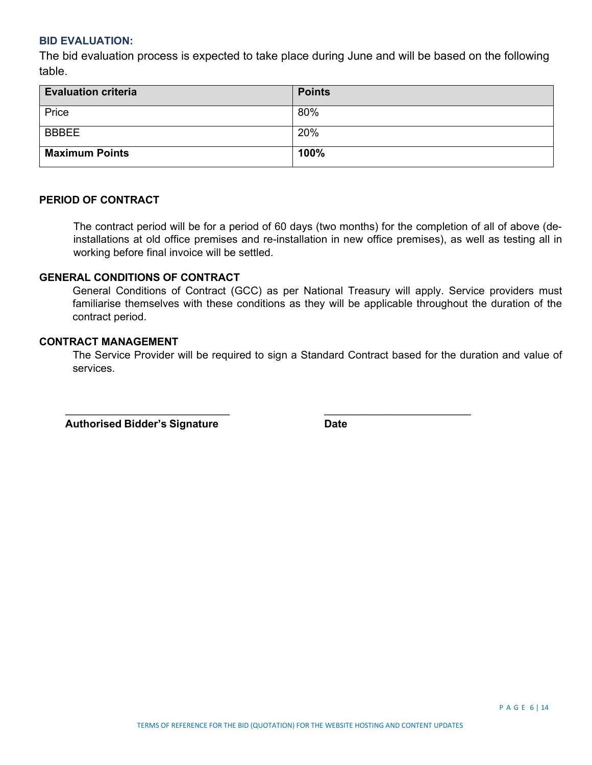### BID EVALUATION:

The bid evaluation process is expected to take place during June and will be based on the following table.

| Evaluation criteria | Points |
|---|---|
| Price | 80% |
| BBBEE | 20% |
| **Maximum Points** | **100%** |

### PERIOD OF CONTRACT

The contract period will be for a period of 60 days (two months) for the completion of all of above (de-installations at old office premises and re-installation in new office premises), as well as testing all in working before final invoice will be settled.

### GENERAL CONDITIONS OF CONTRACT

General Conditions of Contract (GCC) as per National Treasury will apply. Service providers must familiarise themselves with these conditions as they will be applicable throughout the duration of the contract period.

### CONTRACT MANAGEMENT

The Service Provider will be required to sign a Standard Contract based for the duration and value of services.

\_\_\_\_\_\_\_\_\_\_\_\_\_\_\_\_\_\_\_\_\_\_\_\_\_\_\_\_ &nbsp;&nbsp;&nbsp;&nbsp;&nbsp;&nbsp;&nbsp;&nbsp; \_\_\_\_\_\_\_\_\_\_\_\_\_\_\_\_\_\_\_\_\_\_\_\_\_\_

**Authorised Bidder's Signature** &nbsp;&nbsp;&nbsp;&nbsp;&nbsp;&nbsp;&nbsp;&nbsp; **Date**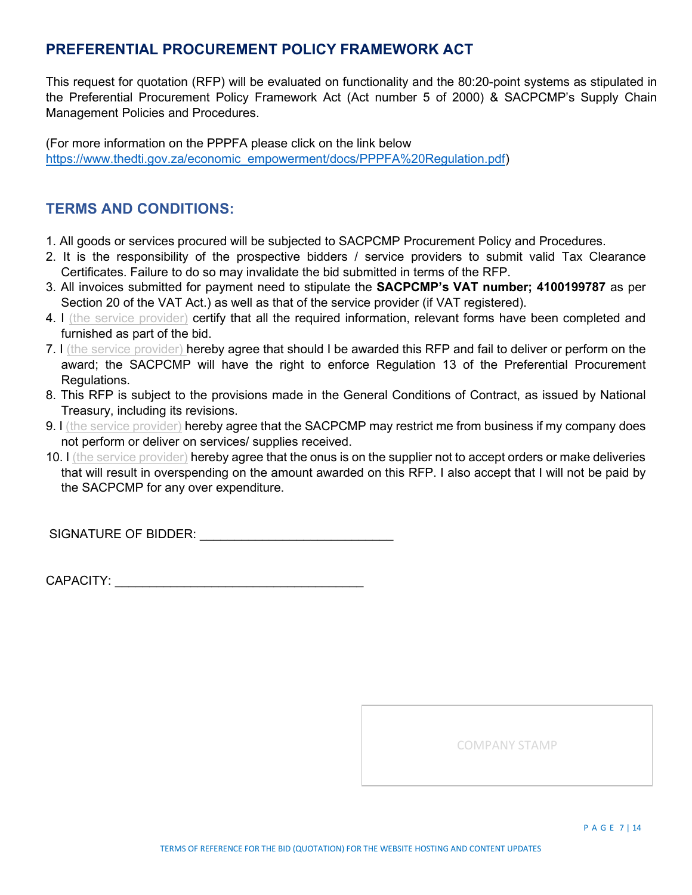## PREFERENTIAL PROCUREMENT POLICY FRAMEWORK ACT

This request for quotation (RFP) will be evaluated on functionality and the 80:20-point systems as stipulated in the Preferential Procurement Policy Framework Act (Act number 5 of 2000) & SACPCMP's Supply Chain Management Policies and Procedures.

(For more information on the PPPFA please click on the link below https://www.thedti.gov.za/economic_empowerment/docs/PPPFA%20Regulation.pdf)

## TERMS AND CONDITIONS:

1. All goods or services procured will be subjected to SACPCMP Procurement Policy and Procedures.
2. It is the responsibility of the prospective bidders / service providers to submit valid Tax Clearance Certificates. Failure to do so may invalidate the bid submitted in terms of the RFP.
3. All invoices submitted for payment need to stipulate the **SACPCMP's VAT number; 4100199787** as per Section 20 of the VAT Act.) as well as that of the service provider (if VAT registered).
4. I (the service provider) certify that all the required information, relevant forms have been completed and furnished as part of the bid.

7. I (the service provider) hereby agree that should I be awarded this RFP and fail to deliver or perform on the award; the SACPCMP will have the right to enforce Regulation 13 of the Preferential Procurement Regulations.
8. This RFP is subject to the provisions made in the General Conditions of Contract, as issued by National Treasury, including its revisions.
9. I (the service provider) hereby agree that the SACPCMP may restrict me from business if my company does not perform or deliver on services/ supplies received.
10. I (the service provider) hereby agree that the onus is on the supplier not to accept orders or make deliveries that will result in overspending on the amount awarded on this RFP. I also accept that I will not be paid by the SACPCMP for any over expenditure.

SIGNATURE OF BIDDER: ___________________________

CAPACITY: ___________________________________

COMPANY STAMP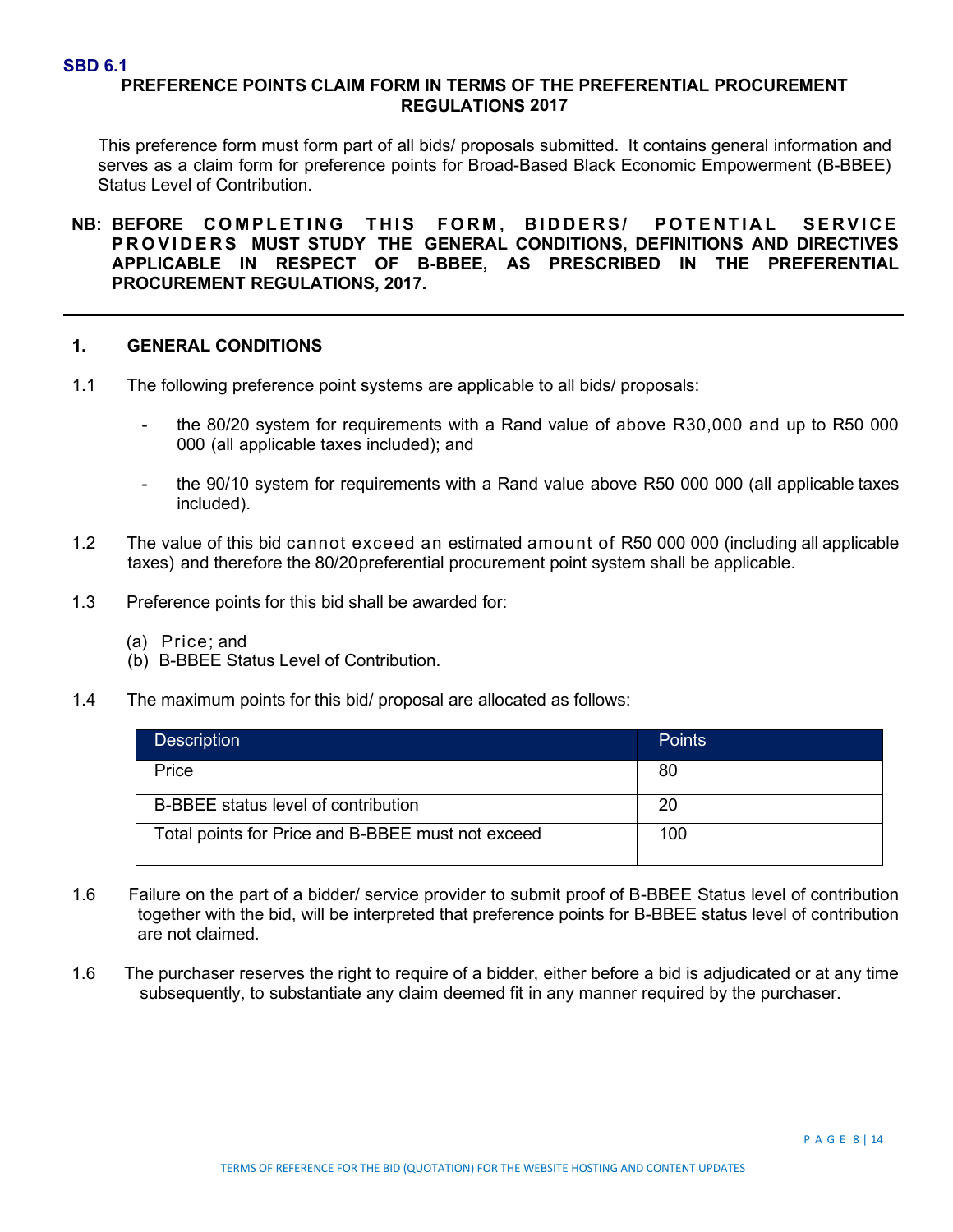**SBD 6.1**

**PREFERENCE POINTS CLAIM FORM IN TERMS OF THE PREFERENTIAL PROCUREMENT REGULATIONS 2017**

This preference form must form part of all bids/ proposals submitted. It contains general information and serves as a claim form for preference points for Broad-Based Black Economic Empowerment (B-BBEE) Status Level of Contribution.

**NB: BEFORE COMPLETING THIS FORM, BIDDERS/ POTENTIAL SERVICE PROVIDERS MUST STUDY THE GENERAL CONDITIONS, DEFINITIONS AND DIRECTIVES APPLICABLE IN RESPECT OF B-BBEE, AS PRESCRIBED IN THE PREFERENTIAL PROCUREMENT REGULATIONS, 2017.**

---

## 1. GENERAL CONDITIONS

1.1 The following preference point systems are applicable to all bids/ proposals:

- the 80/20 system for requirements with a Rand value of above R30,000 and up to R50 000 000 (all applicable taxes included); and
- the 90/10 system for requirements with a Rand value above R50 000 000 (all applicable taxes included).

1.2 The value of this bid cannot exceed an estimated amount of R50 000 000 (including all applicable taxes) and therefore the 80/20preferential procurement point system shall be applicable.

1.3 Preference points for this bid shall be awarded for:

(a) Price; and
(b) B-BBEE Status Level of Contribution.

1.4 The maximum points for this bid/ proposal are allocated as follows:

| Description | Points |
|---|---|
| Price | 80 |
| B-BBEE status level of contribution | 20 |
| Total points for Price and B-BBEE must not exceed | 100 |

1.6 Failure on the part of a bidder/ service provider to submit proof of B-BBEE Status level of contribution together with the bid, will be interpreted that preference points for B-BBEE status level of contribution are not claimed.

1.6 The purchaser reserves the right to require of a bidder, either before a bid is adjudicated or at any time subsequently, to substantiate any claim deemed fit in any manner required by the purchaser.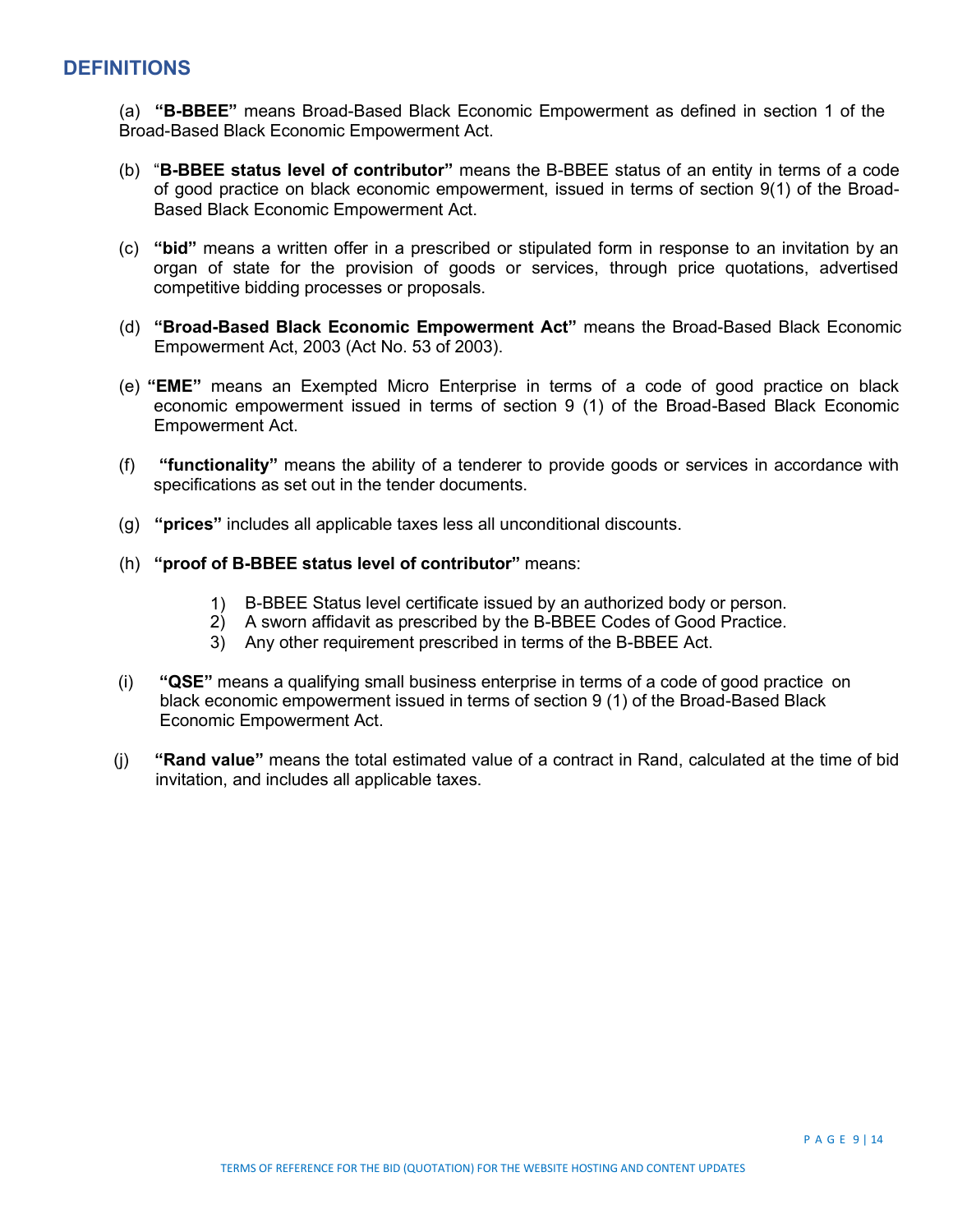## DEFINITIONS

(a) **"B-BBEE"** means Broad-Based Black Economic Empowerment as defined in section 1 of the Broad-Based Black Economic Empowerment Act.

(b) "**B-BBEE status level of contributor"** means the B-BBEE status of an entity in terms of a code of good practice on black economic empowerment, issued in terms of section 9(1) of the Broad-Based Black Economic Empowerment Act.

(c) **"bid"** means a written offer in a prescribed or stipulated form in response to an invitation by an organ of state for the provision of goods or services, through price quotations, advertised competitive bidding processes or proposals.

(d) **"Broad-Based Black Economic Empowerment Act"** means the Broad-Based Black Economic Empowerment Act, 2003 (Act No. 53 of 2003).

(e) **"EME"** means an Exempted Micro Enterprise in terms of a code of good practice on black economic empowerment issued in terms of section 9 (1) of the Broad-Based Black Economic Empowerment Act.

(f) **"functionality"** means the ability of a tenderer to provide goods or services in accordance with specifications as set out in the tender documents.

(g) **"prices"** includes all applicable taxes less all unconditional discounts.

(h) **"proof of B-BBEE status level of contributor"** means:

1) B-BBEE Status level certificate issued by an authorized body or person.
2) A sworn affidavit as prescribed by the B-BBEE Codes of Good Practice.
3) Any other requirement prescribed in terms of the B-BBEE Act.

(i) **"QSE"** means a qualifying small business enterprise in terms of a code of good practice on black economic empowerment issued in terms of section 9 (1) of the Broad-Based Black Economic Empowerment Act.

(j) **"Rand value"** means the total estimated value of a contract in Rand, calculated at the time of bid invitation, and includes all applicable taxes.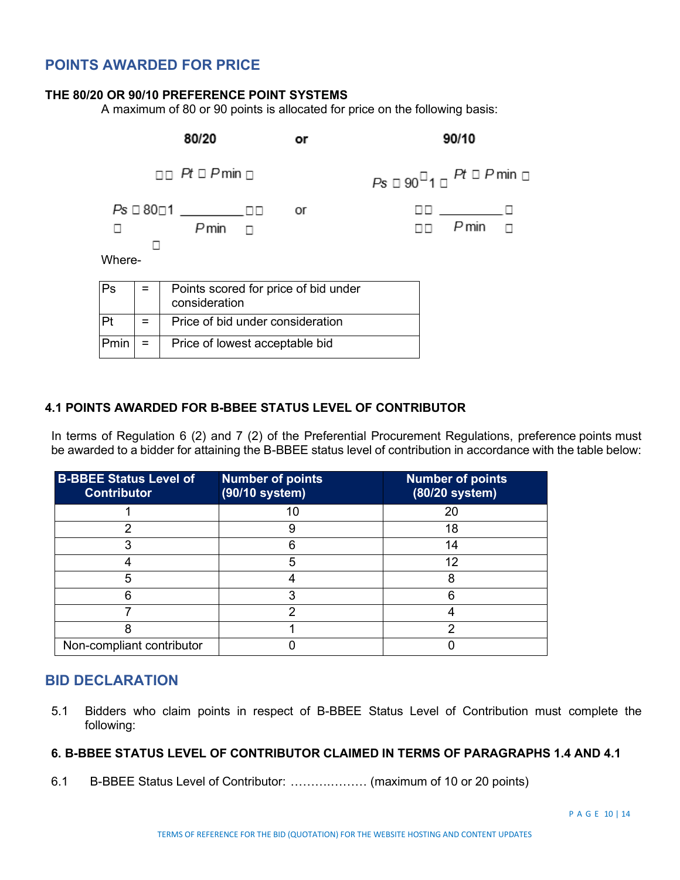## POINTS AWARDED FOR PRICE

**THE 80/20 OR 90/10 PREFERENCE POINT SYSTEMS**

A maximum of 80 or 90 points is allocated for price on the following basis:

**80/20** or **90/10**

$$Ps = 80\left(1 - \frac{Pt - P\min}{P\min}\right) \quad \text{or} \quad Ps = 90\left(1 - \frac{Pt - P\min}{P\min}\right)$$

Where-

| Ps | = | Points scored for price of bid under consideration |
|---|---|---|
| Pt | = | Price of bid under consideration |
| Pmin | = | Price of lowest acceptable bid |

**4.1 POINTS AWARDED FOR B-BBEE STATUS LEVEL OF CONTRIBUTOR**

In terms of Regulation 6 (2) and 7 (2) of the Preferential Procurement Regulations, preference points must be awarded to a bidder for attaining the B-BBEE status level of contribution in accordance with the table below:

| B-BBEE Status Level of Contributor | Number of points (90/10 system) | Number of points (80/20 system) |
|---|---|---|
| 1 | 10 | 20 |
| 2 | 9 | 18 |
| 3 | 6 | 14 |
| 4 | 5 | 12 |
| 5 | 4 | 8 |
| 6 | 3 | 6 |
| 7 | 2 | 4 |
| 8 | 1 | 2 |
| Non-compliant contributor | 0 | 0 |

## BID DECLARATION

5.1 Bidders who claim points in respect of B-BBEE Status Level of Contribution must complete the following:

**6. B-BBEE STATUS LEVEL OF CONTRIBUTOR CLAIMED IN TERMS OF PARAGRAPHS 1.4 AND 4.1**

6.1 B-BBEE Status Level of Contributor: ………………. (maximum of 10 or 20 points)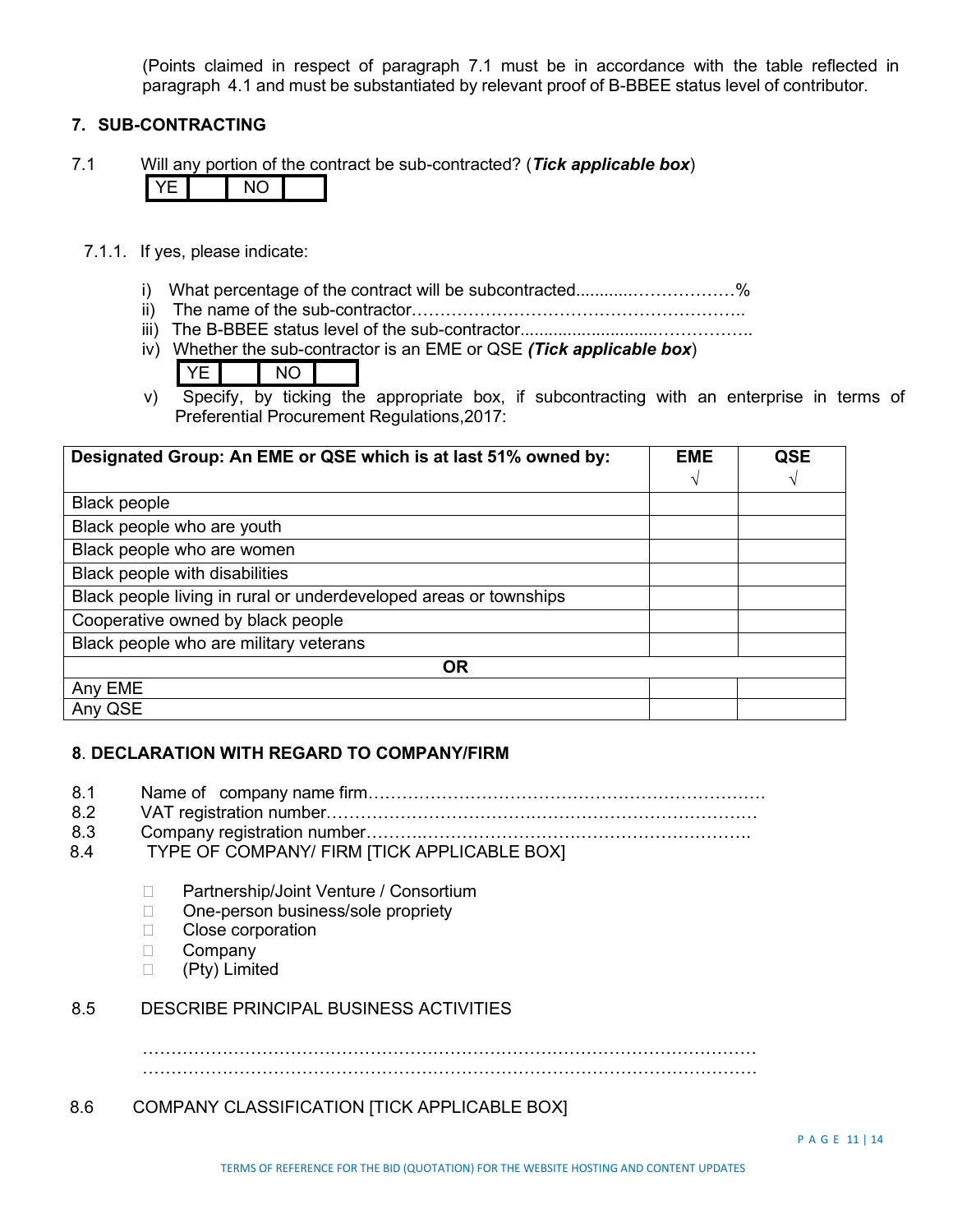(Points claimed in respect of paragraph 7.1 must be in accordance with the table reflected in paragraph 4.1 and must be substantiated by relevant proof of B-BBEE status level of contributor.

## 7. SUB-CONTRACTING

7.1 Will any portion of the contract be sub-contracted? (***Tick applicable box***)

| YE | | NO | |
|---|---|---|---|

7.1.1. If yes, please indicate:

i) What percentage of the contract will be subcontracted............……………...%
ii) The name of the sub-contractor…………………………………………………..
iii) The B-BBEE status level of the sub-contractor..........................……………..
iv) Whether the sub-contractor is an EME or QSE (***Tick applicable box***)

| YE | | NO | |
|---|---|---|---|

v) Specify, by ticking the appropriate box, if subcontracting with an enterprise in terms of Preferential Procurement Regulations,2017:

| **Designated Group: An EME or QSE which is at last 51% owned by:** | **EME** √ | **QSE** √ |
|---|---|---|
| Black people | | |
| Black people who are youth | | |
| Black people who are women | | |
| Black people with disabilities | | |
| Black people living in rural or underdeveloped areas or townships | | |
| Cooperative owned by black people | | |
| Black people who are military veterans | | |
| **OR** | | |
| Any EME | | |
| Any QSE | | |

## 8. DECLARATION WITH REGARD TO COMPANY/FIRM

8.1 Name of company name firm…………………………………………………………….
8.2 VAT registration number………………………………………………………………….
8.3 Company registration number…………………………………………………………….
8.4 TYPE OF COMPANY/ FIRM [TICK APPLICABLE BOX]

- ☐ Partnership/Joint Venture / Consortium
- ☐ One-person business/sole propriety
- ☐ Close corporation
- ☐ Company
- ☐ (Pty) Limited

8.5 DESCRIBE PRINCIPAL BUSINESS ACTIVITIES

……………………………………………………………………………………………
……………………………………………………………………………………………

8.6 COMPANY CLASSIFICATION [TICK APPLICABLE BOX]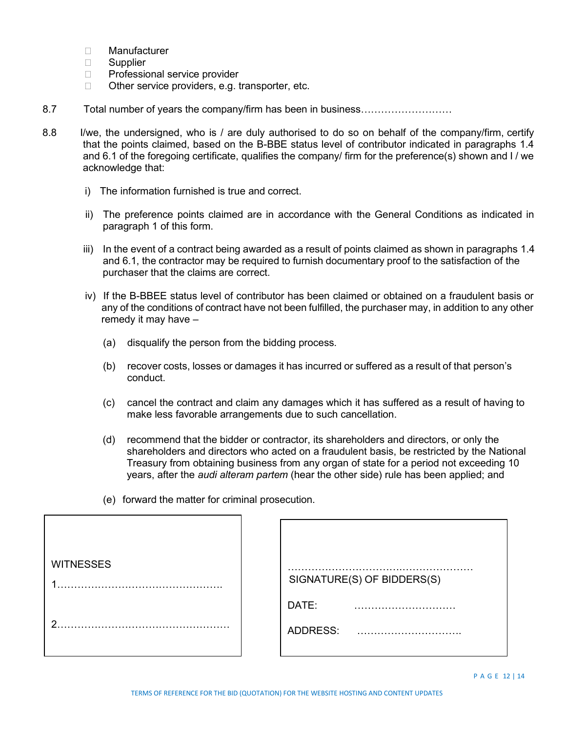- ☐ Manufacturer
- ☐ Supplier
- ☐ Professional service provider
- ☐ Other service providers, e.g. transporter, etc.

8.7 Total number of years the company/firm has been in business………………………

8.8 I/we, the undersigned, who is / are duly authorised to do so on behalf of the company/firm, certify that the points claimed, based on the B-BBE status level of contributor indicated in paragraphs 1.4 and 6.1 of the foregoing certificate, qualifies the company/ firm for the preference(s) shown and I / we acknowledge that:

i) The information furnished is true and correct.

ii) The preference points claimed are in accordance with the General Conditions as indicated in paragraph 1 of this form.

iii) In the event of a contract being awarded as a result of points claimed as shown in paragraphs 1.4 and 6.1, the contractor may be required to furnish documentary proof to the satisfaction of the purchaser that the claims are correct.

iv) If the B-BBEE status level of contributor has been claimed or obtained on a fraudulent basis or any of the conditions of contract have not been fulfilled, the purchaser may, in addition to any other remedy it may have –

(a) disqualify the person from the bidding process.

(b) recover costs, losses or damages it has incurred or suffered as a result of that person's conduct.

(c) cancel the contract and claim any damages which it has suffered as a result of having to make less favorable arrangements due to such cancellation.

(d) recommend that the bidder or contractor, its shareholders and directors, or only the shareholders and directors who acted on a fraudulent basis, be restricted by the National Treasury from obtaining business from any organ of state for a period not exceeding 10 years, after the *audi alteram partem* (hear the other side) rule has been applied; and

(e) forward the matter for criminal prosecution.

| WITNESSES | |
|---|---|
| 1…………………………………………. | ……………………………………………… SIGNATURE(S) OF BIDDERS(S) |
| 2…………………………………………… | DATE: ………………………… |
| | ADDRESS: …………………………. |

TERMS OF REFERENCE FOR THE BID (QUOTATION) FOR THE WEBSITE HOSTING AND CONTENT UPDATES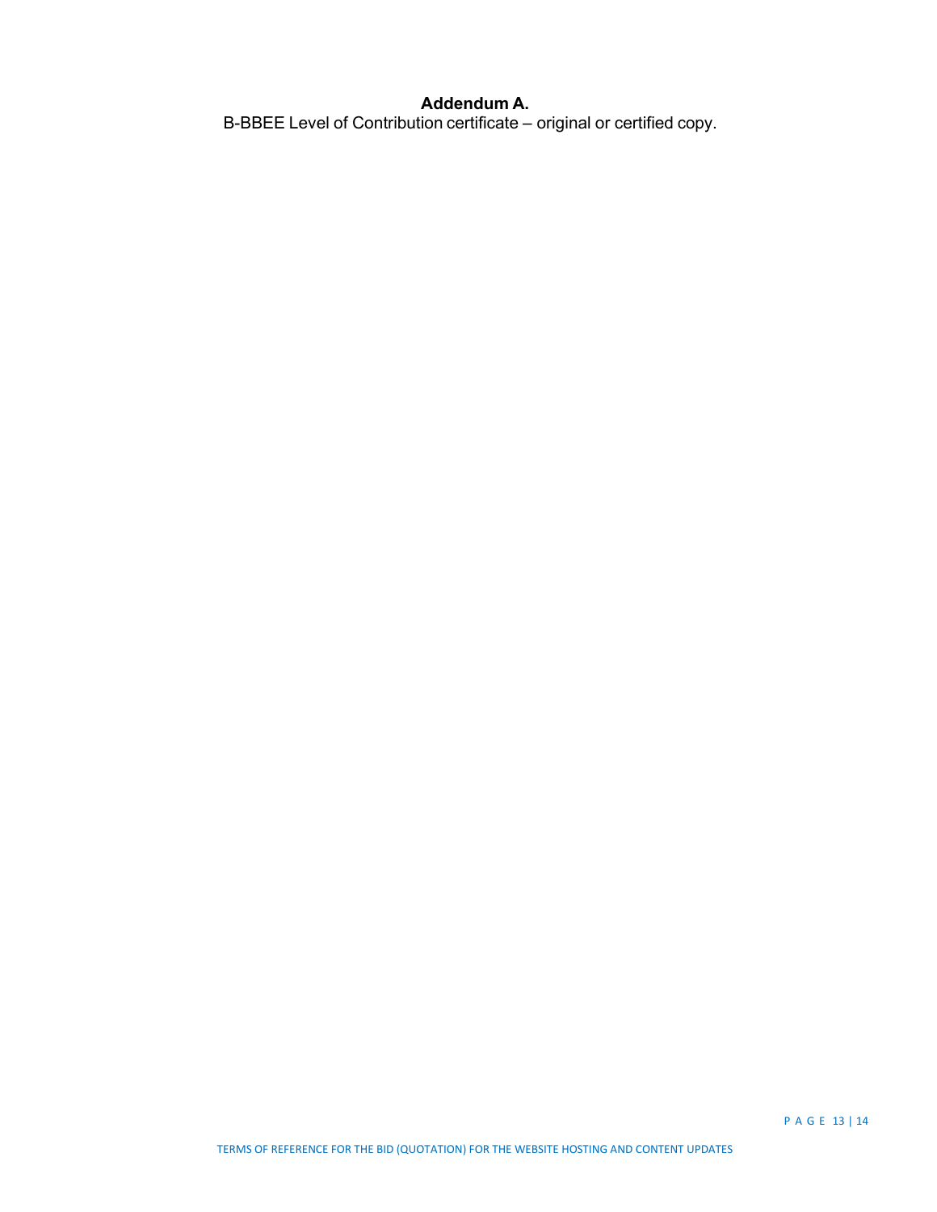**Addendum A.**

B-BBEE Level of Contribution certificate – original or certified copy.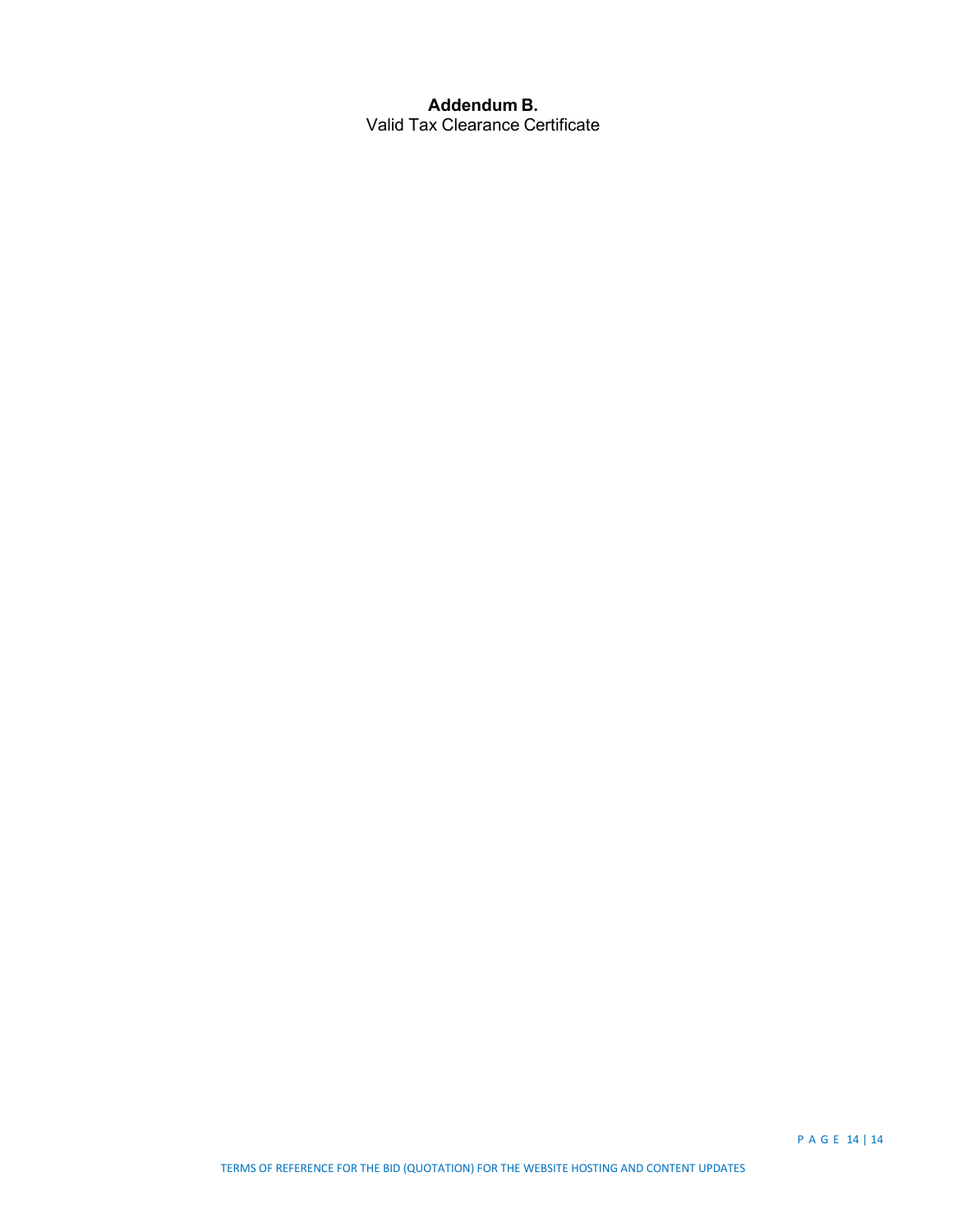**Addendum B.**

Valid Tax Clearance Certificate